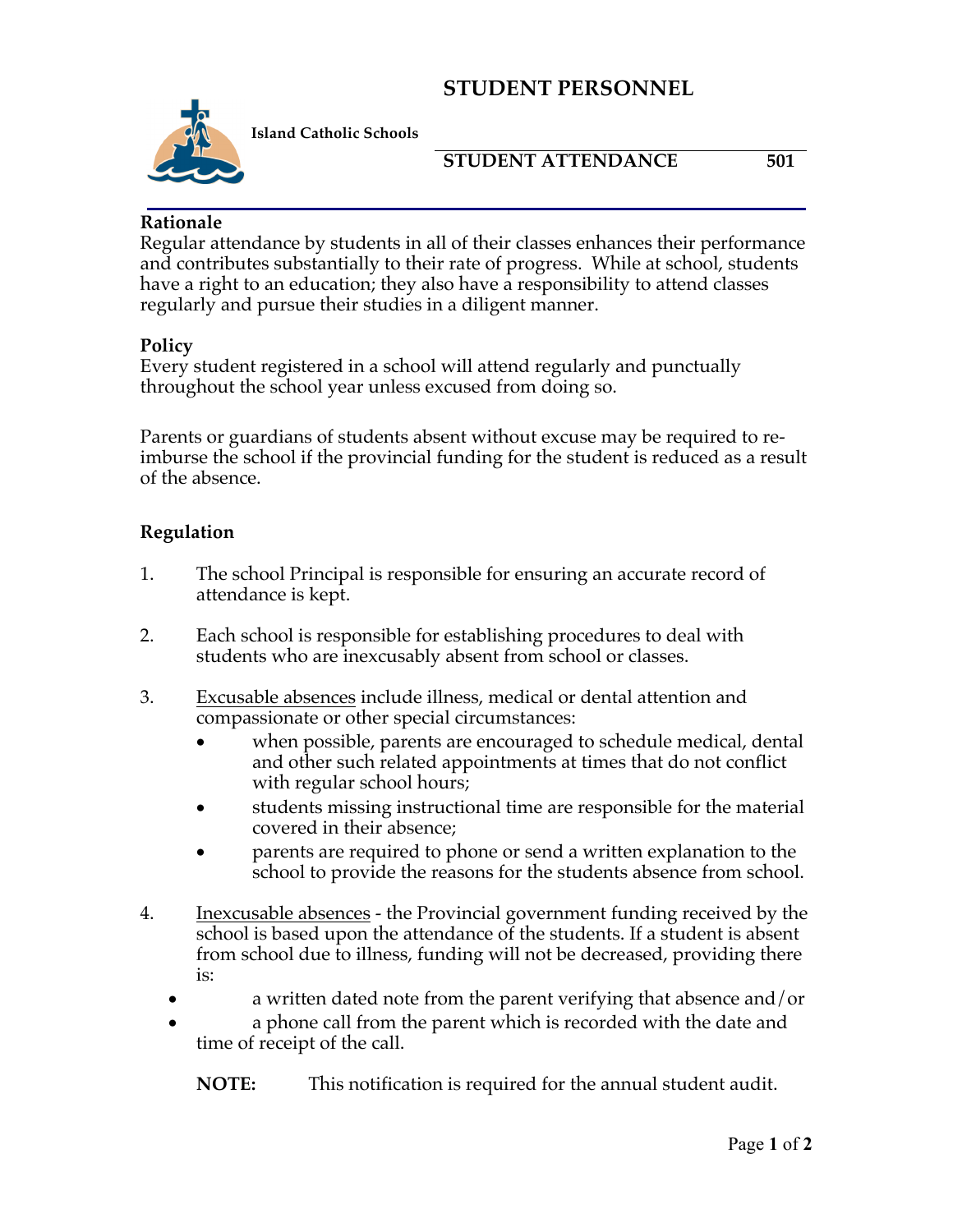# STUDENT PERSONNEL

**Island Catholic Schools**

## STUDENT ATTENDANCE 501

**Rationale**

Regular attendance by students in all of their classes enhances their performance and contributes substantially to their rate of progress. While at school, students have a right to an education; they also have a responsibility to attend classes regularly and pursue their studies in a diligent manner.

**Policy**

Every student registered in a school will attend regularly and punctually throughout the school year unless excused from doing so.

Parents or guardians of students absent without excuse may be required to re-imburse the school if the provincial funding for the student is reduced as a result of the absence.

**Regulation**

1. The school Principal is responsible for ensuring an accurate record of attendance is kept.

2. Each school is responsible for establishing procedures to deal with students who are inexcusably absent from school or classes.

3. Excusable absences include illness, medical or dental attention and compassionate or other special circumstances:
   - when possible, parents are encouraged to schedule medical, dental and other such related appointments at times that do not conflict with regular school hours;
   - students missing instructional time are responsible for the material covered in their absence;
   - parents are required to phone or send a written explanation to the school to provide the reasons for the students absence from school.

4. Inexcusable absences - the Provincial government funding received by the school is based upon the attendance of the students. If a student is absent from school due to illness, funding will not be decreased, providing there is:
   - a written dated note from the parent verifying that absence and/or
   - a phone call from the parent which is recorded with the date and time of receipt of the call.

   **NOTE:** This notification is required for the annual student audit.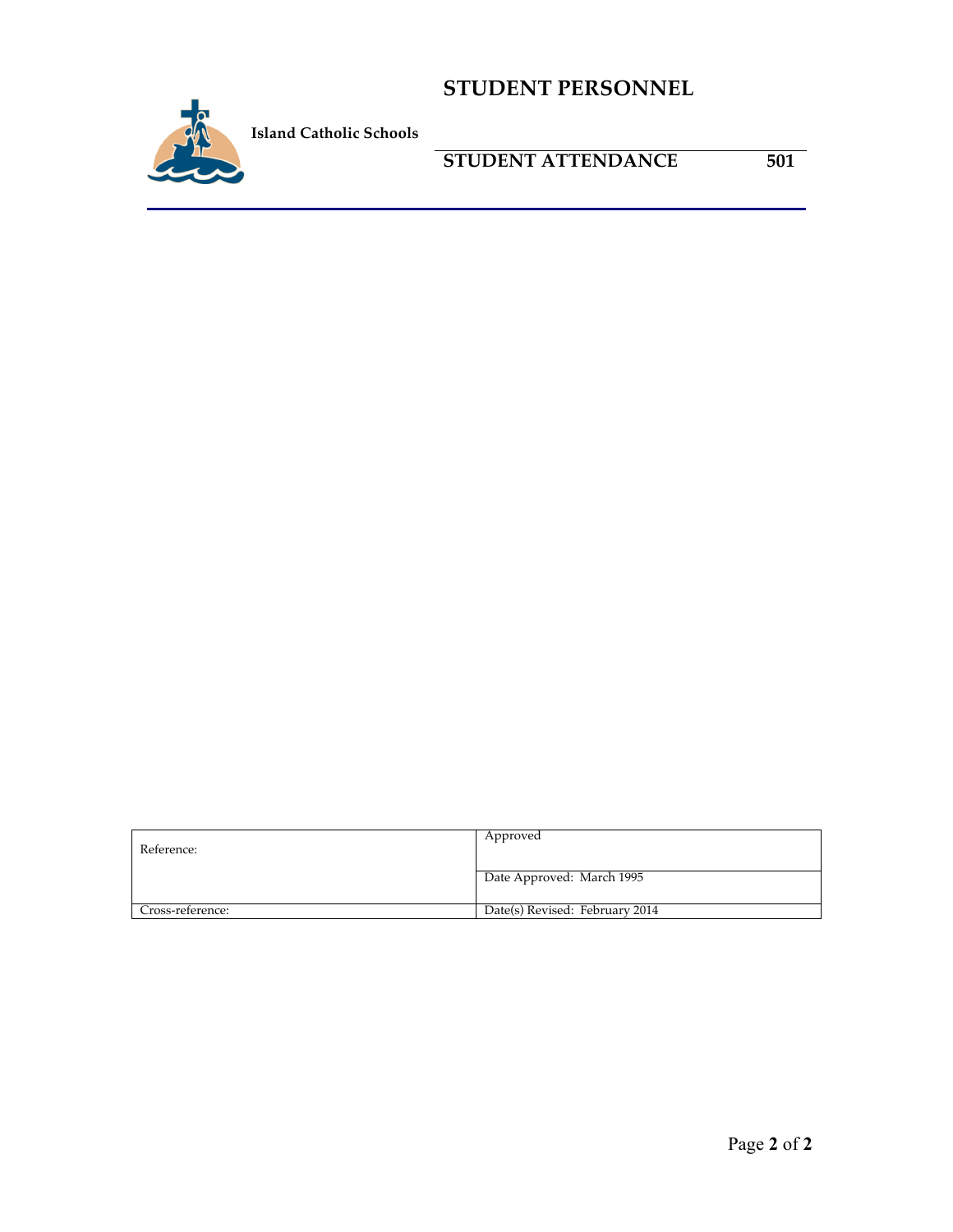| | |
|---|---|
| Reference: | Approved |
| | Date Approved: March 1995 |
| Cross-reference: | Date(s) Revised: February 2014 |